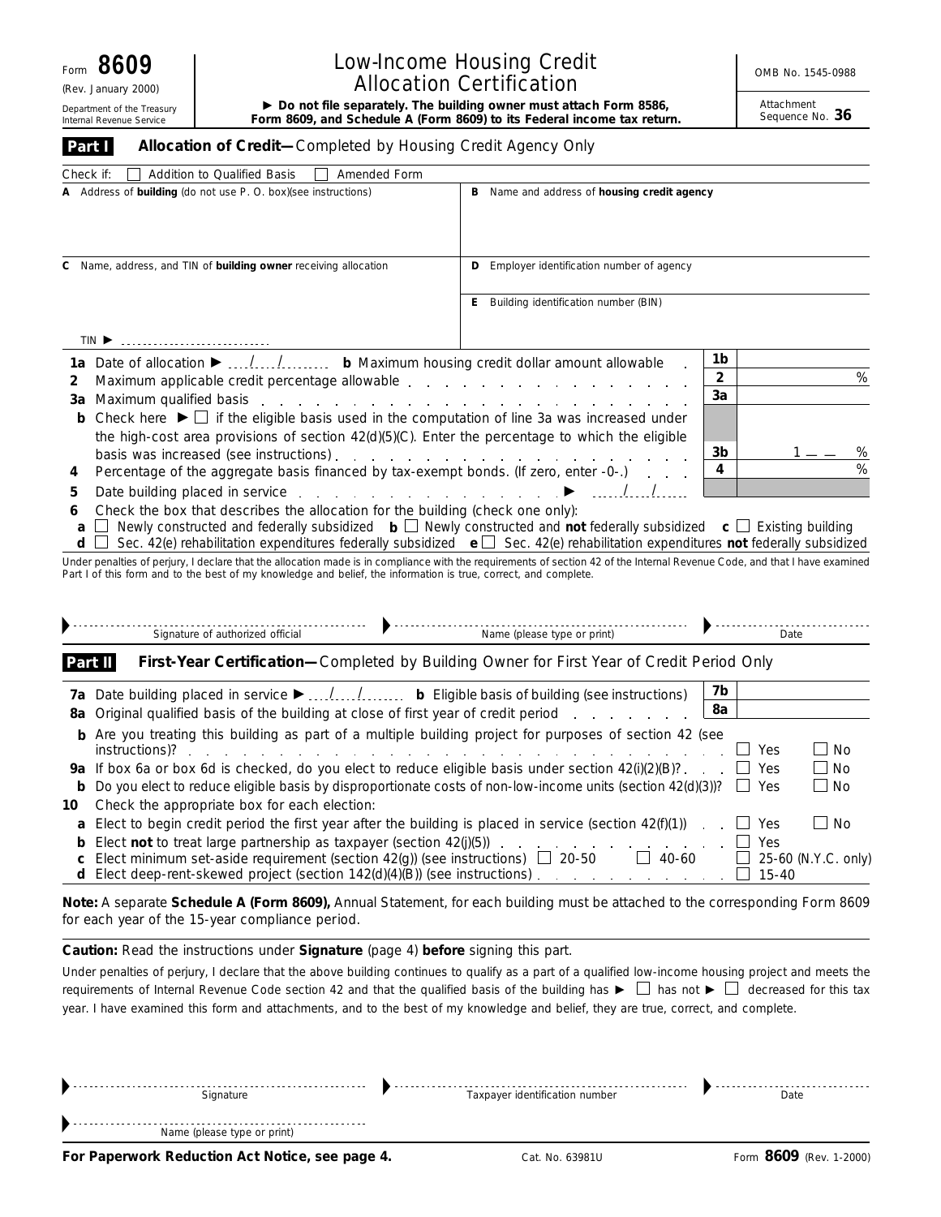Form **8609**

(Rev. January 2000)

Department of the Treasury
Internal Revenue Service

# Low-Income Housing Credit Allocation Certification

► **Do not file separately. The building owner must attach Form 8586, Form 8609, and Schedule A (Form 8609) to its Federal income tax return.**

OMB No. 1545-0988

Attachment Sequence No. **36**

## Part I — Allocation of Credit—Completed by Housing Credit Agency Only

Check if: ☐ Addition to Qualified Basis ☐ Amended Form

| | |
|---|---|
| **A** Address of **building** (do not use P. O. box)(see instructions) | **B** Name and address of **housing credit agency** |
| **C** Name, address, and TIN of **building owner** receiving allocation<br><br>TIN ► | **D** Employer identification number of agency<br><br>**E** Building identification number (BIN) |

| | | | |
|---|---|---|---|
| **1a** | Date of allocation ► ..../..../........ **b** Maximum housing credit dollar amount allowable | 1b | |
| **2** | Maximum applicable credit percentage allowable | 2 | % |
| **3a** | Maximum qualified basis | 3a | |
| **b** | Check here ► ☐ if the eligible basis used in the computation of line 3a was increased under the high-cost area provisions of section 42(d)(5)(C). Enter the percentage to which the eligible basis was increased (see instructions) | 3b | 1 __ __ % |
| **4** | Percentage of the aggregate basis financed by tax-exempt bonds. (If zero, enter -0-.) | 4 | % |
| **5** | Date building placed in service ► ..../..../........ | | |

**6** Check the box that describes the allocation for the building (check one only):

**a** ☐ Newly constructed and federally subsidized **b** ☐ Newly constructed and **not** federally subsidized **c** ☐ Existing building

**d** ☐ Sec. 42(e) rehabilitation expenditures federally subsidized **e** ☐ Sec. 42(e) rehabilitation expenditures **not** federally subsidized

Under penalties of perjury, I declare that the allocation made is in compliance with the requirements of section 42 of the Internal Revenue Code, and that I have examined Part I of this form and to the best of my knowledge and belief, the information is true, correct, and complete.

► Signature of authorized official ► Name (please type or print) ► Date

## Part II — First-Year Certification—Completed by Building Owner for First Year of Credit Period Only

| | | | |
|---|---|---|---|
| **7a** | Date building placed in service ► ..../..../........ **b** Eligible basis of building (see instructions) | 7b | |
| **8a** | Original qualified basis of the building at close of first year of credit period | 8a | |

**b** Are you treating this building as part of a multiple building project for purposes of section 42 (see instructions)? ☐ Yes ☐ No

**9a** If box 6a or box 6d is checked, do you elect to reduce eligible basis under section 42(i)(2)(B)? ☐ Yes ☐ No

**b** Do you elect to reduce eligible basis by disproportionate costs of non-low-income units (section 42(d)(3))? ☐ Yes ☐ No

**10** Check the appropriate box for each election:

**a** Elect to begin credit period the first year after the building is placed in service (section 42(f)(1)) ☐ Yes ☐ No

**b** Elect **not** to treat large partnership as taxpayer (section 42(j)(5)) ☐ Yes

**c** Elect minimum set-aside requirement (section 42(g)) (see instructions) ☐ 20-50 ☐ 40-60 ☐ 25-60 (N.Y.C. only)

**d** Elect deep-rent-skewed project (section 142(d)(4)(B)) (see instructions) ☐ 15-40

**Note:** A separate **Schedule A (Form 8609),** Annual Statement, for each building must be attached to the corresponding Form 8609 for each year of the 15-year compliance period.

**Caution:** Read the instructions under **Signature** (page 4) **before** signing this part.

Under penalties of perjury, I declare that the above building continues to qualify as a part of a qualified low-income housing project and meets the requirements of Internal Revenue Code section 42 and that the qualified basis of the building has ► ☐ has not ► ☐ decreased for this tax year. I have examined this form and attachments, and to the best of my knowledge and belief, they are true, correct, and complete.

► Signature ► Taxpayer identification number ► Date

► Name (please type or print)

**For Paperwork Reduction Act Notice, see page 4.** Cat. No. 63981U Form **8609** (Rev. 1-2000)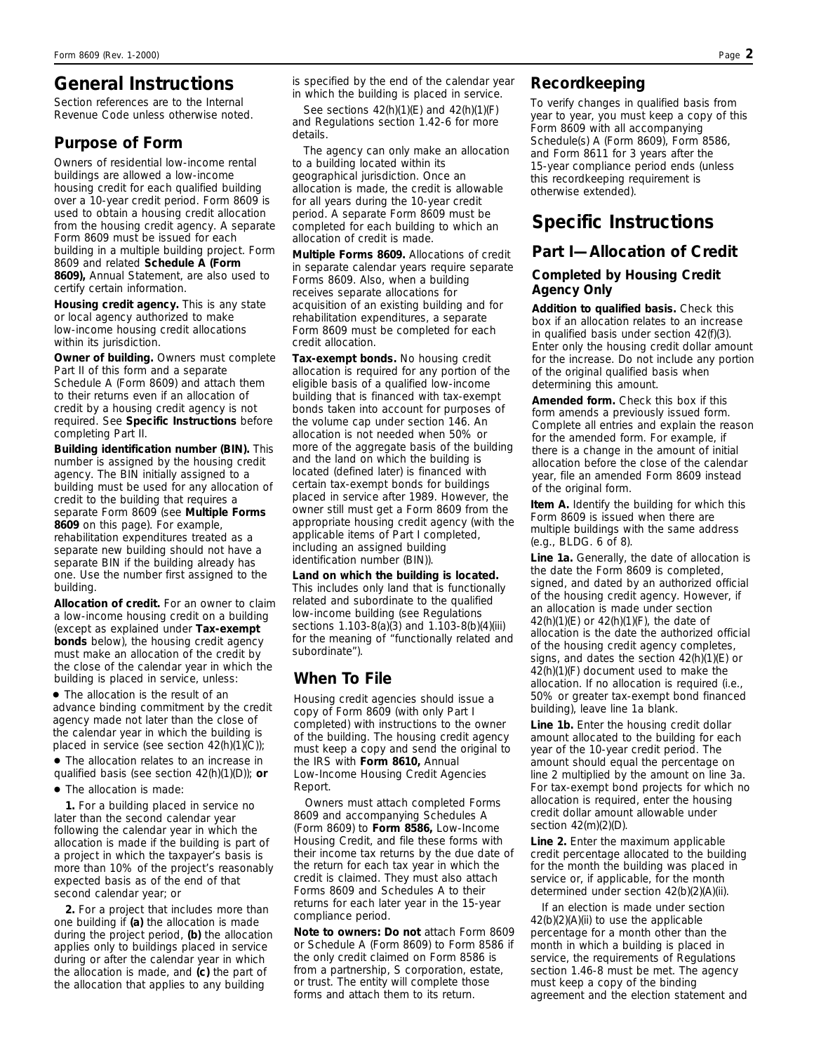# General Instructions

Section references are to the Internal Revenue Code unless otherwise noted.

## Purpose of Form

Owners of residential low-income rental buildings are allowed a low-income housing credit for each qualified building over a 10-year credit period. Form 8609 is used to obtain a housing credit allocation from the housing credit agency. A separate Form 8609 must be issued for each building in a multiple building project. Form 8609 and related **Schedule A (Form 8609),** Annual Statement, are also used to certify certain information.

**Housing credit agency.** This is any state or local agency authorized to make low-income housing credit allocations within its jurisdiction.

**Owner of building.** Owners must complete Part II of this form and a separate Schedule A (Form 8609) and attach them to their returns even if an allocation of credit by a housing credit agency is not required. See **Specific Instructions** before completing Part II.

**Building identification number (BIN).** This number is assigned by the housing credit agency. The BIN initially assigned to a building must be used for any allocation of credit to the building that requires a separate Form 8609 (see **Multiple Forms 8609** on this page). For example, rehabilitation expenditures treated as a separate new building should not have a separate BIN if the building already has one. Use the number first assigned to the building.

**Allocation of credit.** For an owner to claim a low-income housing credit on a building (except as explained under **Tax-exempt bonds** below), the housing credit agency must make an allocation of the credit by the close of the calendar year in which the building is placed in service, unless:

- The allocation is the result of an advance binding commitment by the credit agency made not later than the close of the calendar year in which the building is placed in service (see section 42(h)(1)(C));
- The allocation relates to an increase in qualified basis (see section 42(h)(1)(D)); **or**
- The allocation is made:

**1.** For a building placed in service no later than the second calendar year following the calendar year in which the allocation is made if the building is part of a project in which the taxpayer's basis is more than 10% of the project's reasonably expected basis as of the end of that second calendar year; or

**2.** For a project that includes more than one building if **(a)** the allocation is made during the project period, **(b)** the allocation applies only to buildings placed in service during or after the calendar year in which the allocation is made, and **(c)** the part of the allocation that applies to any building is specified by the end of the calendar year in which the building is placed in service.

See sections 42(h)(1)(E) and 42(h)(1)(F) and Regulations section 1.42-6 for more details.

The agency can only make an allocation to a building located within its geographical jurisdiction. Once an allocation is made, the credit is allowable for all years during the 10-year credit period. A separate Form 8609 must be completed for each building to which an allocation of credit is made.

**Multiple Forms 8609.** Allocations of credit in separate calendar years require separate Forms 8609. Also, when a building receives separate allocations for acquisition of an existing building and for rehabilitation expenditures, a separate Form 8609 must be completed for each credit allocation.

**Tax-exempt bonds.** No housing credit allocation is required for any portion of the eligible basis of a qualified low-income building that is financed with tax-exempt bonds taken into account for purposes of the volume cap under section 146. An allocation is not needed when 50% or more of the aggregate basis of the building and the land on which the building is located (defined later) is financed with certain tax-exempt bonds for buildings placed in service after 1989. However, the owner still must get a Form 8609 from the appropriate housing credit agency (with the applicable items of Part I completed, including an assigned building identification number (BIN)).

**Land on which the building is located.** This includes only land that is functionally related and subordinate to the qualified low-income building (see Regulations sections 1.103-8(a)(3) and 1.103-8(b)(4)(iii) for the meaning of "functionally related and subordinate").

## When To File

Housing credit agencies should issue a copy of Form 8609 (with only Part I completed) with instructions to the owner of the building. The housing credit agency must keep a copy and send the original to the IRS with **Form 8610,** Annual Low-Income Housing Credit Agencies Report.

Owners must attach completed Forms 8609 and accompanying Schedules A (Form 8609) to **Form 8586,** Low-Income Housing Credit, and file these forms with their income tax returns by the due date of the return for each tax year in which the credit is claimed. They must also attach Forms 8609 and Schedules A to their returns for each later year in the 15-year compliance period.

**Note to owners: Do not** attach Form 8609 or Schedule A (Form 8609) to Form 8586 if the only credit claimed on Form 8586 is from a partnership, S corporation, estate, or trust. The entity will complete those forms and attach them to its return.

## Recordkeeping

To verify changes in qualified basis from year to year, you must keep a copy of this Form 8609 with all accompanying Schedule(s) A (Form 8609), Form 8586, and Form 8611 for 3 years after the 15-year compliance period ends (unless this recordkeeping requirement is otherwise extended).

# Specific Instructions

## Part I—Allocation of Credit

### Completed by Housing Credit Agency Only

**Addition to qualified basis.** Check this box if an allocation relates to an increase in qualified basis under section 42(f)(3). Enter only the housing credit dollar amount for the increase. Do not include any portion of the original qualified basis when determining this amount.

**Amended form.** Check this box if this form amends a previously issued form. Complete all entries and explain the reason for the amended form. For example, if there is a change in the amount of initial allocation before the close of the calendar year, file an amended Form 8609 instead of the original form.

**Item A.** Identify the building for which this Form 8609 is issued when there are multiple buildings with the same address (e.g., BLDG. 6 of 8).

**Line 1a.** Generally, the date of allocation is the date the Form 8609 is completed, signed, and dated by an authorized official of the housing credit agency. However, if an allocation is made under section 42(h)(1)(E) or 42(h)(1)(F), the date of allocation is the date the authorized official of the housing credit agency completes, signs, and dates the section 42(h)(1)(E) or 42(h)(1)(F) document used to make the allocation. If no allocation is required (i.e., 50% or greater tax-exempt bond financed building), leave line 1a blank.

**Line 1b.** Enter the housing credit dollar amount allocated to the building for each year of the 10-year credit period. The amount should equal the percentage on line 2 multiplied by the amount on line 3a. For tax-exempt bond projects for which no allocation is required, enter the housing credit dollar amount allowable under section 42(m)(2)(D).

**Line 2.** Enter the maximum applicable credit percentage allocated to the building for the month the building was placed in service or, if applicable, for the month determined under section 42(b)(2)(A)(ii).

If an election is made under section 42(b)(2)(A)(ii) to use the applicable percentage for a month other than the month in which a building is placed in service, the requirements of Regulations section 1.46-8 must be met. The agency must keep a copy of the binding agreement and the election statement and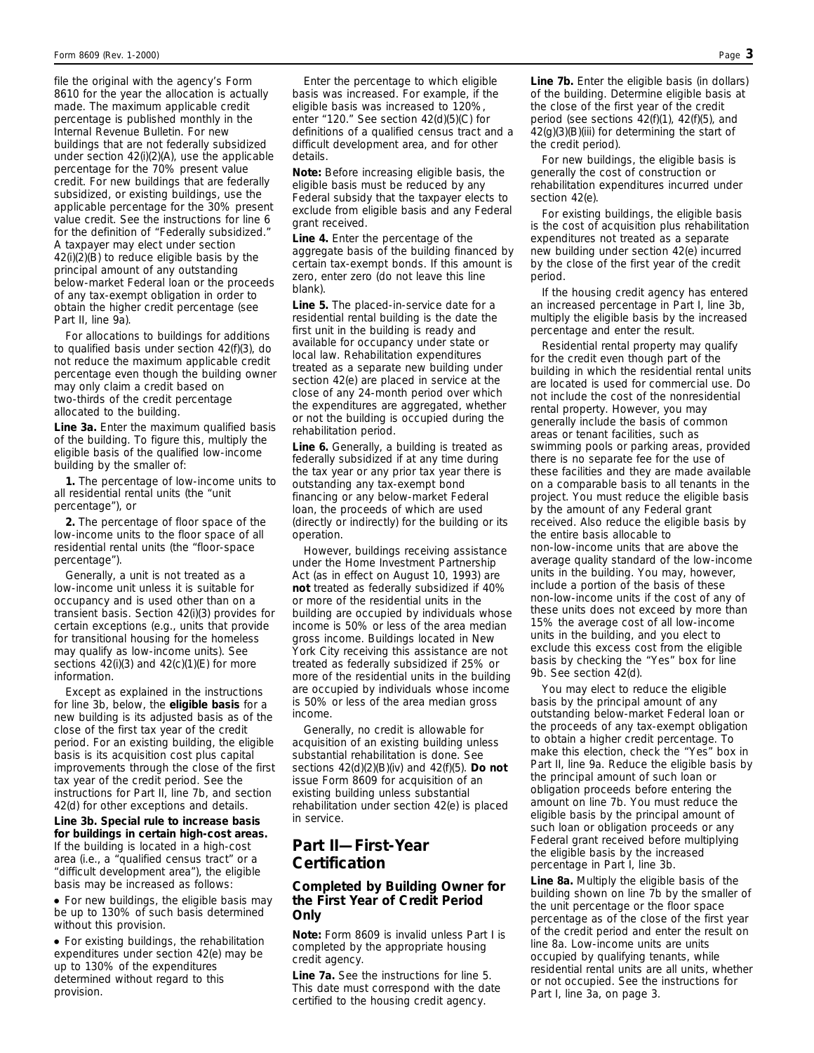file the original with the agency's Form 8610 for the year the allocation is actually made. The maximum applicable credit percentage is published monthly in the Internal Revenue Bulletin. For new buildings that are not federally subsidized under section 42(i)(2)(A), use the applicable percentage for the 70% present value credit. For new buildings that are federally subsidized, or existing buildings, use the applicable percentage for the 30% present value credit. See the instructions for line 6 for the definition of "Federally subsidized." A taxpayer may elect under section 42(i)(2)(B) to reduce eligible basis by the principal amount of any outstanding below-market Federal loan or the proceeds of any tax-exempt obligation in order to obtain the higher credit percentage (see Part II, line 9a).

For allocations to buildings for additions to qualified basis under section 42(f)(3), do not reduce the maximum applicable credit percentage even though the building owner may only claim a credit based on two-thirds of the credit percentage allocated to the building.

**Line 3a.** Enter the maximum qualified basis of the building. To figure this, multiply the eligible basis of the qualified low-income building by the smaller of:

**1.** The percentage of low-income units to all residential rental units (the "unit percentage"), or

**2.** The percentage of floor space of the low-income units to the floor space of all residential rental units (the "floor-space percentage").

Generally, a unit is not treated as a low-income unit unless it is suitable for occupancy and is used other than on a transient basis. Section 42(i)(3) provides for certain exceptions (e.g., units that provide for transitional housing for the homeless may qualify as low-income units). See sections 42(i)(3) and 42(c)(1)(E) for more information.

Except as explained in the instructions for line 3b, below, the **eligible basis** for a new building is its adjusted basis as of the close of the first tax year of the credit period. For an existing building, the eligible basis is its acquisition cost plus capital improvements through the close of the first tax year of the credit period. See the instructions for Part II, line 7b, and section 42(d) for other exceptions and details.

**Line 3b. Special rule to increase basis for buildings in certain high-cost areas.** If the building is located in a high-cost area (i.e., a "qualified census tract" or a "difficult development area"), the eligible basis may be increased as follows:

- For new buildings, the eligible basis may be up to 130% of such basis determined without this provision.
- For existing buildings, the rehabilitation expenditures under section 42(e) may be up to 130% of the expenditures determined without regard to this provision.

Enter the percentage to which eligible basis was increased. For example, if the eligible basis was increased to 120%, enter "120." See section 42(d)(5)(C) for definitions of a qualified census tract and a difficult development area, and for other details.

**Note:** Before increasing eligible basis, the eligible basis must be reduced by any Federal subsidy that the taxpayer elects to exclude from eligible basis and any Federal grant received.

**Line 4.** Enter the percentage of the aggregate basis of the building financed by certain tax-exempt bonds. If this amount is zero, enter zero (do not leave this line blank).

**Line 5.** The placed-in-service date for a residential rental building is the date the first unit in the building is ready and available for occupancy under state or local law. Rehabilitation expenditures treated as a separate new building under section 42(e) are placed in service at the close of any 24-month period over which the expenditures are aggregated, whether or not the building is occupied during the rehabilitation period.

**Line 6.** Generally, a building is treated as federally subsidized if at any time during the tax year or any prior tax year there is outstanding any tax-exempt bond financing or any below-market Federal loan, the proceeds of which are used (directly or indirectly) for the building or its operation.

However, buildings receiving assistance under the Home Investment Partnership Act (as in effect on August 10, 1993) are **not** treated as federally subsidized if 40% or more of the residential units in the building are occupied by individuals whose income is 50% or less of the area median gross income. Buildings located in New York City receiving this assistance are not treated as federally subsidized if 25% or more of the residential units in the building are occupied by individuals whose income is 50% or less of the area median gross income.

Generally, no credit is allowable for acquisition of an existing building unless substantial rehabilitation is done. See sections 42(d)(2)(B)(iv) and 42(f)(5). **Do not** issue Form 8609 for acquisition of an existing building unless substantial rehabilitation under section 42(e) is placed in service.

## Part II—First-Year Certification

### Completed by Building Owner for the First Year of Credit Period Only

**Note:** Form 8609 is invalid unless Part I is completed by the appropriate housing credit agency.

**Line 7a.** See the instructions for line 5. This date must correspond with the date certified to the housing credit agency.

**Line 7b.** Enter the eligible basis (in dollars) of the building. Determine eligible basis at the close of the first year of the credit period (see sections 42(f)(1), 42(f)(5), and 42(g)(3)(B)(iii) for determining the start of the credit period).

For new buildings, the eligible basis is generally the cost of construction or rehabilitation expenditures incurred under section 42(e).

For existing buildings, the eligible basis is the cost of acquisition plus rehabilitation expenditures not treated as a separate new building under section 42(e) incurred by the close of the first year of the credit period.

If the housing credit agency has entered an increased percentage in Part I, line 3b, multiply the eligible basis by the increased percentage and enter the result.

Residential rental property may qualify for the credit even though part of the building in which the residential rental units are located is used for commercial use. Do not include the cost of the nonresidential rental property. However, you may generally include the basis of common areas or tenant facilities, such as swimming pools or parking areas, provided there is no separate fee for the use of these facilities and they are made available on a comparable basis to all tenants in the project. You must reduce the eligible basis by the amount of any Federal grant received. Also reduce the eligible basis by the entire basis allocable to non-low-income units that are above the average quality standard of the low-income units in the building. You may, however, include a portion of the basis of these non-low-income units if the cost of any of these units does not exceed by more than 15% the average cost of all low-income units in the building, and you elect to exclude this excess cost from the eligible basis by checking the "Yes" box for line 9b. See section 42(d).

You may elect to reduce the eligible basis by the principal amount of any outstanding below-market Federal loan or the proceeds of any tax-exempt obligation to obtain a higher credit percentage. To make this election, check the "Yes" box in Part II, line 9a. Reduce the eligible basis by the principal amount of such loan or obligation proceeds before entering the amount on line 7b. You must reduce the eligible basis by the principal amount of such loan or obligation proceeds or any Federal grant received before multiplying the eligible basis by the increased percentage in Part I, line 3b.

**Line 8a.** Multiply the eligible basis of the building shown on line 7b by the smaller of the unit percentage or the floor space percentage as of the close of the first year of the credit period and enter the result on line 8a. Low-income units are units occupied by qualifying tenants, while residential rental units are all units, whether or not occupied. See the instructions for Part I, line 3a, on page 3.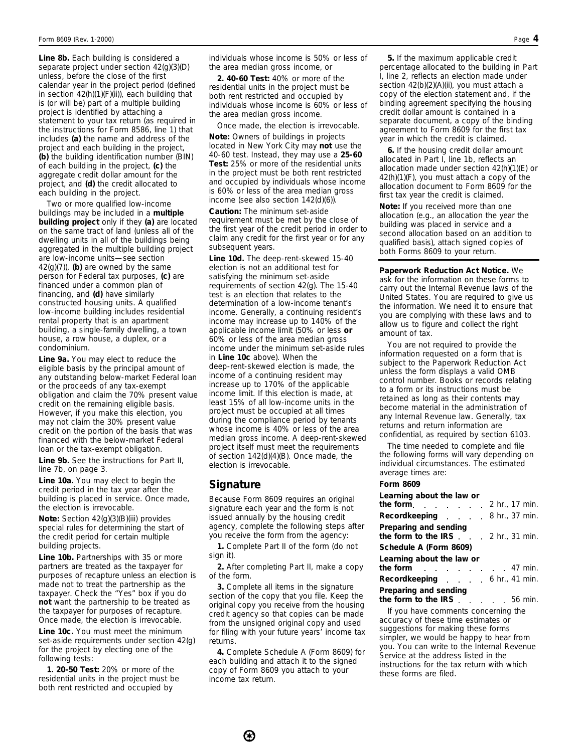**Line 8b.** Each building is considered a separate project under section 42(g)(3)(D) unless, before the close of the first calendar year in the project period (defined in section 42(h)(1)(F)(ii)), each building that is (or will be) part of a multiple building project is identified by attaching a statement to your tax return (as required in the instructions for Form 8586, line 1) that includes **(a)** the name and address of the project and each building in the project, **(b)** the building identification number (BIN) of each building in the project, **(c)** the aggregate credit dollar amount for the project, and **(d)** the credit allocated to each building in the project.

Two or more qualified low-income buildings may be included in a **multiple building project** only if they **(a)** are located on the same tract of land (unless all of the dwelling units in all of the buildings being aggregated in the multiple building project are low-income units—see section 42(g)(7)), **(b)** are owned by the same person for Federal tax purposes, **(c)** are financed under a common plan of financing, and **(d)** have similarly constructed housing units. A qualified low-income building includes residential rental property that is an apartment building, a single-family dwelling, a town house, a row house, a duplex, or a condominium.

**Line 9a.** You may elect to reduce the eligible basis by the principal amount of any outstanding below-market Federal loan or the proceeds of any tax-exempt obligation and claim the 70% present value credit on the remaining eligible basis. However, if you make this election, you may not claim the 30% present value credit on the portion of the basis that was financed with the below-market Federal loan or the tax-exempt obligation.

**Line 9b.** See the instructions for Part II, line 7b, on page 3.

**Line 10a.** You may elect to begin the credit period in the tax year after the building is placed in service. Once made, the election is irrevocable.

**Note:** Section 42(g)(3)(B)(iii) provides special rules for determining the start of the credit period for certain multiple building projects.

**Line 10b.** Partnerships with 35 or more partners are treated as the taxpayer for purposes of recapture unless an election is made not to treat the partnership as the taxpayer. Check the "Yes" box if you do **not** want the partnership to be treated as the taxpayer for purposes of recapture. Once made, the election is irrevocable.

**Line 10c.** You must meet the minimum set-aside requirements under section 42(g) for the project by electing one of the following tests:

**1. 20-50 Test:** 20% or more of the residential units in the project must be both rent restricted and occupied by individuals whose income is 50% or less of the area median gross income, or

**2. 40-60 Test:** 40% or more of the residential units in the project must be both rent restricted and occupied by individuals whose income is 60% or less of the area median gross income.

Once made, the election is irrevocable.

**Note:** Owners of buildings in projects located in New York City may **not** use the 40-60 test. Instead, they may use a **25-60 Test:** 25% or more of the residential units in the project must be both rent restricted and occupied by individuals whose income is 60% or less of the area median gross income (see also section 142(d)(6)).

**Caution:** The minimum set-aside requirement must be met by the close of the first year of the credit period in order to claim any credit for the first year or for any subsequent years.

**Line 10d.** The deep-rent-skewed 15-40 election is not an additional test for satisfying the minimum set-aside requirements of section 42(g). The 15-40 test is an election that relates to the determination of a low-income tenant's income. Generally, a continuing resident's income may increase up to 140% of the applicable income limit (50% or less **or** 60% or less of the area median gross income under the minimum set-aside rules in **Line 10c** above). When the deep-rent-skewed election is made, the income of a continuing resident may increase up to 170% of the applicable income limit. If this election is made, at least 15% of all low-income units in the project must be occupied at all times during the compliance period by tenants whose income is 40% or less of the area median gross income. A deep-rent-skewed project itself must meet the requirements of section 142(d)(4)(B). Once made, the election is irrevocable.

## Signature

Because Form 8609 requires an original signature each year and the form is not issued annually by the housing credit agency, complete the following steps after you receive the form from the agency:

**1.** Complete Part II of the form (do not sign it).

**2.** After completing Part II, make a copy of the form.

**3.** Complete all items in the signature section of the copy that you file. Keep the original copy you receive from the housing credit agency so that copies can be made from the unsigned original copy and used for filing with your future years' income tax returns.

**4.** Complete Schedule A (Form 8609) for each building and attach it to the signed copy of Form 8609 you attach to your income tax return.

**5.** If the maximum applicable credit percentage allocated to the building in Part I, line 2, reflects an election made under section 42(b)(2)(A)(ii), you must attach a copy of the election statement and, if the binding agreement specifying the housing credit dollar amount is contained in a separate document, a copy of the binding agreement to Form 8609 for the first tax year in which the credit is claimed.

**6.** If the housing credit dollar amount allocated in Part I, line 1b, reflects an allocation made under section 42(h)(1)(E) or 42(h)(1)(F), you must attach a copy of the allocation document to Form 8609 for the first tax year the credit is claimed.

**Note:** If you received more than one allocation (e.g., an allocation the year the building was placed in service and a second allocation based on an addition to qualified basis), attach signed copies of both Forms 8609 to your return.

**Paperwork Reduction Act Notice.** We ask for the information on these forms to carry out the Internal Revenue laws of the United States. You are required to give us the information. We need it to ensure that you are complying with these laws and to allow us to figure and collect the right amount of tax.

You are not required to provide the information requested on a form that is subject to the Paperwork Reduction Act unless the form displays a valid OMB control number. Books or records relating to a form or its instructions must be retained as long as their contents may become material in the administration of any Internal Revenue law. Generally, tax returns and return information are confidential, as required by section 6103.

The time needed to complete and file the following forms will vary depending on individual circumstances. The estimated average times are:

| | |
|---|---|
| **Form 8609** | |
| **Learning about the law or the form** | 2 hr., 17 min. |
| **Recordkeeping** | 8 hr., 37 min. |
| **Preparing and sending the form to the IRS** | 2 hr., 31 min. |
| **Schedule A (Form 8609)** | |
| **Learning about the law or the form** | 47 min. |
| **Recordkeeping** | 6 hr., 41 min. |
| **Preparing and sending the form to the IRS** | 56 min. |

If you have comments concerning the accuracy of these time estimates or suggestions for making these forms simpler, we would be happy to hear from you. You can write to the Internal Revenue Service at the address listed in the instructions for the tax return with which these forms are filed.